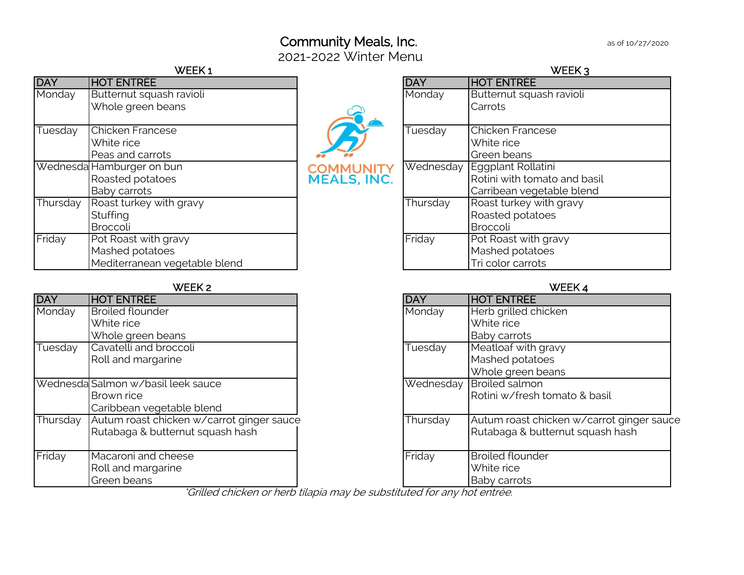# Community Meals, Inc.

## 2021-2022 Winter Menu

as of 10/27/2020

### WEEK 1

| DAY | HOT ENTRÉE |
|---|---|
| Monday | Butternut squash ravioli<br>Whole green beans |
| Tuesday | Chicken Francese<br>White rice<br>Peas and carrots |
| Wednesda | Hamburger on bun<br>Roasted potatoes<br>Baby carrots |
| Thursday | Roast turkey with gravy<br>Stuffing<br>Broccoli |
| Friday | Pot Roast with gravy<br>Mashed potatoes<br>Mediterranean vegetable blend |

### WEEK 2

| DAY | HOT ENTRÉE |
|---|---|
| Monday | Broiled flounder<br>White rice<br>Whole green beans |
| Tuesday | Cavatelli and broccoli<br>Roll and margarine |
| Wednesda | Salmon w/basil leek sauce<br>Brown rice<br>Caribbean vegetable blend |
| Thursday | Autum roast chicken w/carrot ginger sauce<br>Rutabaga & butternut squash hash |
| Friday | Macaroni and cheese<br>Roll and margarine<br>Green beans |

### WEEK 3

| DAY | HOT ENTRÉE |
|---|---|
| Monday | Butternut squash ravioli<br>Carrots |
| Tuesday | Chicken Francese<br>White rice<br>Green beans |
| Wednesday | Eggplant Rollatini<br>Rotini with tomato and basil<br>Carribean vegetable blend |
| Thursday | Roast turkey with gravy<br>Roasted potatoes<br>Broccoli |
| Friday | Pot Roast with gravy<br>Mashed potatoes<br>Tri color carrots |

### WEEK 4

| DAY | HOT ENTRÉE |
|---|---|
| Monday | Herb grilled chicken<br>White rice<br>Baby carrots |
| Tuesday | Meatloaf with gravy<br>Mashed potatoes<br>Whole green beans |
| Wednesday | Broiled salmon<br>Rotini w/fresh tomato & basil |
| Thursday | Autum roast chicken w/carrot ginger sauce<br>Rutabaga & butternut squash hash |
| Friday | Broiled flounder<br>White rice<br>Baby carrots |

*Grilled chicken or herb tilapia may be substituted for any hot entrée.*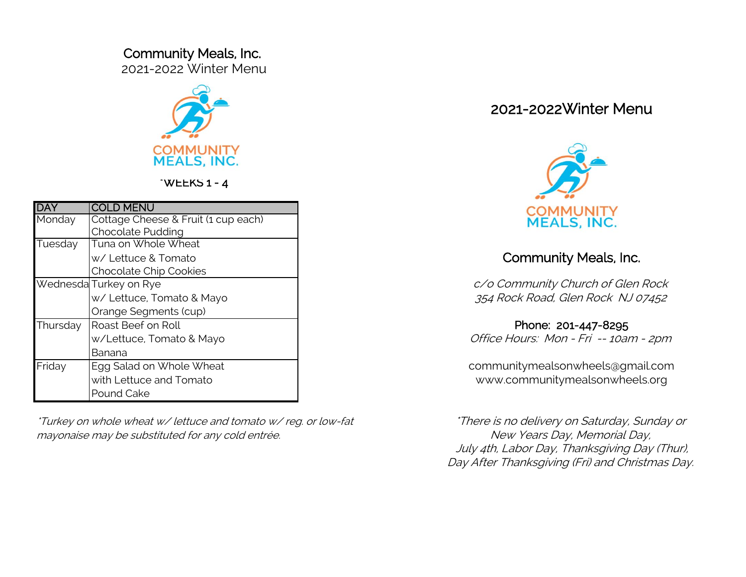# Community Meals, Inc.

2021-2022 Winter Menu

*WEEKS 1 - 4

| DAY | COLD MENU |
|---|---|
| Monday | Cottage Cheese & Fruit (1 cup each)<br>Chocolate Pudding |
| Tuesday | Tuna on Whole Wheat<br>w/ Lettuce & Tomato<br>Chocolate Chip Cookies |
| Wednesda | Turkey on Rye<br>w/ Lettuce, Tomato & Mayo<br>Orange Segments (cup) |
| Thursday | Roast Beef on Roll<br>w/Lettuce, Tomato & Mayo<br>Banana |
| Friday | Egg Salad on Whole Wheat<br>with Lettuce and Tomato<br>Pound Cake |

*\*Turkey on whole wheat w/ lettuce and tomato w/ reg. or low-fat mayonaise may be substituted for any cold entrée.*

## 2021-2022Winter Menu

## Community Meals, Inc.

*c/o Community Church of Glen Rock*
*354 Rock Road, Glen Rock NJ 07452*

Phone: 201-447-8295
*Office Hours: Mon - Fri -- 10am - 2pm*

communitymealsonwheels@gmail.com
www.communitymealsonwheels.org

*\*There is no delivery on Saturday, Sunday or New Years Day, Memorial Day, July 4th, Labor Day, Thanksgiving Day (Thur), Day After Thanksgiving (Fri) and Christmas Day.*